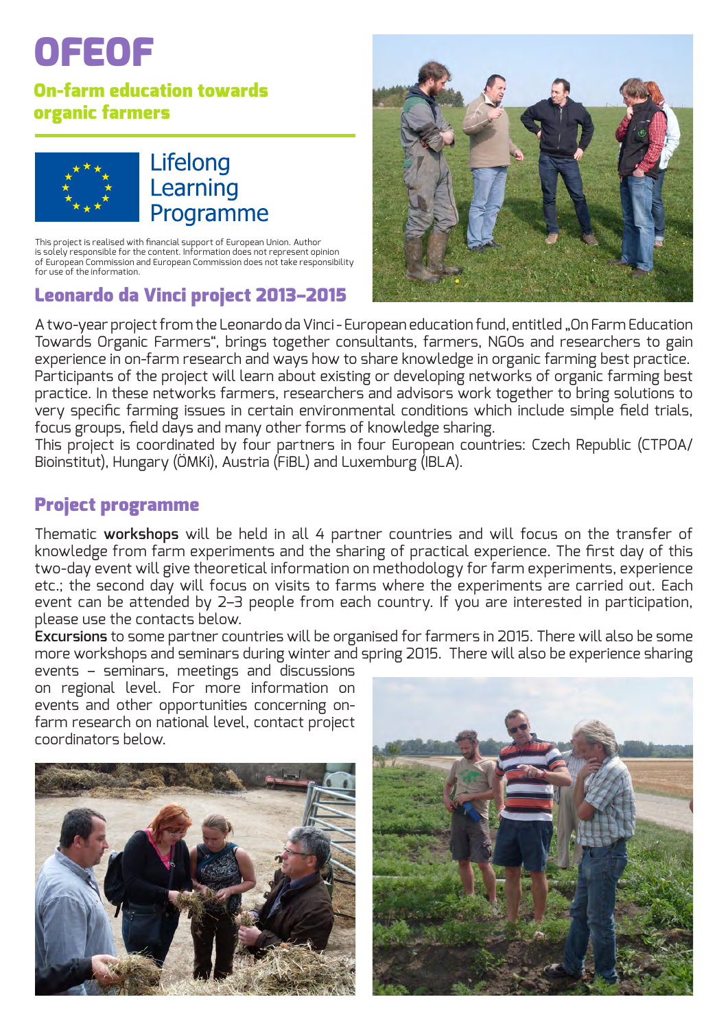# OFEOF

## On-farm education towards organic farmers

Lifelong Learning Programme

This project is realised with financial support of European Union. Author is solely responsible for the content. Information does not represent opinion of European Commission and European Commission does not take responsibility for use of the information.

## Leonardo da Vinci project 2013–2015

A two-year project from the Leonardo da Vinci - European education fund, entitled „On Farm Education Towards Organic Farmers", brings together consultants, farmers, NGOs and researchers to gain experience in on-farm research and ways how to share knowledge in organic farming best practice. Participants of the project will learn about existing or developing networks of organic farming best practice. In these networks farmers, researchers and advisors work together to bring solutions to very specific farming issues in certain environmental conditions which include simple field trials, focus groups, field days and many other forms of knowledge sharing.
This project is coordinated by four partners in four European countries: Czech Republic (CTPOA/Bioinstitut), Hungary (ÖMKi), Austria (FiBL) and Luxemburg (IBLA).

## Project programme

Thematic **workshops** will be held in all 4 partner countries and will focus on the transfer of knowledge from farm experiments and the sharing of practical experience. The first day of this two-day event will give theoretical information on methodology for farm experiments, experience etc.; the second day will focus on visits to farms where the experiments are carried out. Each event can be attended by 2–3 people from each country. If you are interested in participation, please use the contacts below.
**Excursions** to some partner countries will be organised for farmers in 2015. There will also be some more workshops and seminars during winter and spring 2015. There will also be experience sharing events – seminars, meetings and discussions on regional level. For more information on events and other opportunities concerning on-farm research on national level, contact project coordinators below.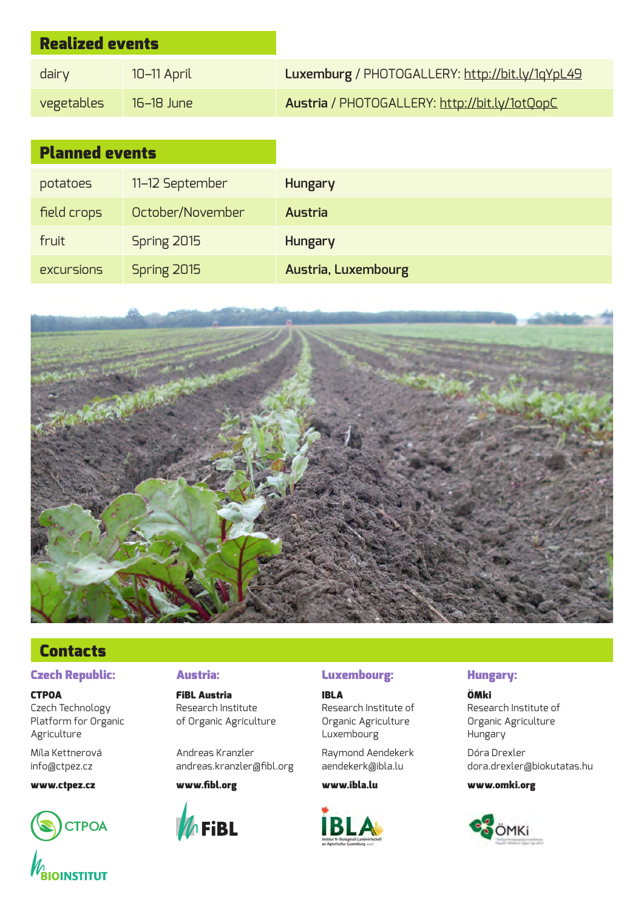## Realized events

| | | |
|---|---|---|
| dairy | 10–11 April | **Luxemburg** / PHOTOGALLERY: http://bit.ly/1qYpL49 |
| vegetables | 16–18 June | **Austria** / PHOTOGALLERY: http://bit.ly/1otQopC |

## Planned events

| | | |
|---|---|---|
| potatoes | 11–12 September | **Hungary** |
| field crops | October/November | **Austria** |
| fruit | Spring 2015 | **Hungary** |
| excursions | Spring 2015 | **Austria, Luxembourg** |

## Contacts

### Czech Republic:

**CTPOA**
Czech Technology Platform for Organic Agriculture

Míla Kettnerová
info@ctpez.cz

**www.ctpez.cz**

### Austria:

**FiBL Austria**
Research Institute of Organic Agriculture

Andreas Kranzler
andreas.kranzler@fibl.org

**www.fibl.org**

### Luxembourg:

**IBLA**
Research Institute of Organic Agriculture Luxembourg

Raymond Aendekerk
aendekerk@ibla.lu

**www.ibla.lu**

### Hungary:

**ÖMKi**
Research Institute of Organic Agriculture Hungary

Dóra Drexler
dora.drexler@biokutatas.hu

**www.omki.org**